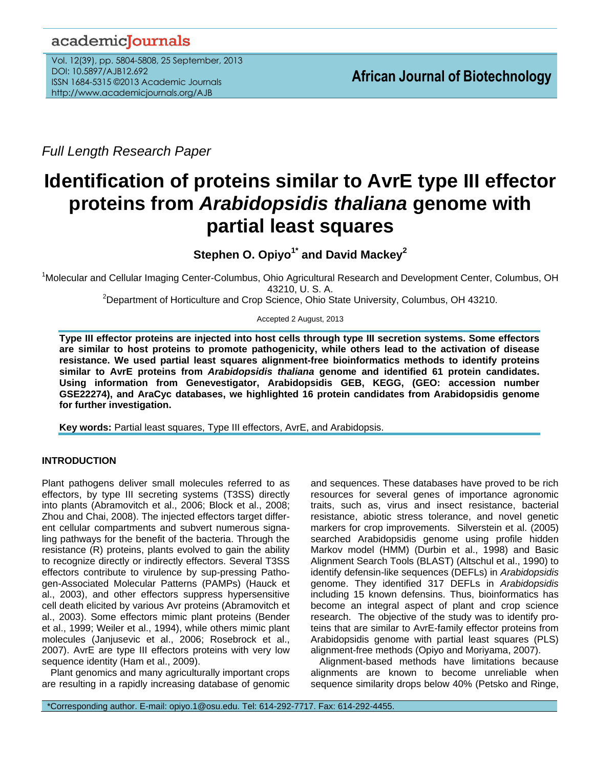*Full Length Research Paper*

# Identification of proteins similar to AvrE type III effector proteins from *Arabidopsidis thaliana* genome with partial least squares

**Stephen O. Opiyo[1*] and David Mackey[2]**

[1]Molecular and Cellular Imaging Center-Columbus, Ohio Agricultural Research and Development Center, Columbus, OH 43210, U. S. A.

[2]Department of Horticulture and Crop Science, Ohio State University, Columbus, OH 43210.

Accepted 2 August, 2013

**Type III effector proteins are injected into host cells through type III secretion systems. Some effectors are similar to host proteins to promote pathogenicity, while others lead to the activation of disease resistance. We used partial least squares alignment-free bioinformatics methods to identify proteins similar to AvrE proteins from *Arabidopsidis thaliana* genome and identified 61 protein candidates. Using information from Genevestigator, Arabidopsidis GEB, KEGG, (GEO: accession number GSE22274), and AraCyc databases, we highlighted 16 protein candidates from Arabidopsidis genome for further investigation.**

**Key words:** Partial least squares, Type III effectors, AvrE, and Arabidopsis.

## INTRODUCTION

Plant pathogens deliver small molecules referred to as effectors, by type III secreting systems (T3SS) directly into plants (Abramovitch et al., 2006; Block et al., 2008; Zhou and Chai, 2008). The injected effectors target different cellular compartments and subvert numerous signaling pathways for the benefit of the bacteria. Through the resistance (R) proteins, plants evolved to gain the ability to recognize directly or indirectly effectors. Several T3SS effectors contribute to virulence by sup-pressing Pathogen-Associated Molecular Patterns (PAMPs) (Hauck et al., 2003), and other effectors suppress hypersensitive cell death elicited by various Avr proteins (Abramovitch et al., 2003). Some effectors mimic plant proteins (Bender et al., 1999; Weiler et al., 1994), while others mimic plant molecules (Janjusevic et al., 2006; Rosebrock et al., 2007). AvrE are type III effectors proteins with very low sequence identity (Ham et al., 2009).

Plant genomics and many agriculturally important crops are resulting in a rapidly increasing database of genomic and sequences. These databases have proved to be rich resources for several genes of importance agronomic traits, such as, virus and insect resistance, bacterial resistance, abiotic stress tolerance, and novel genetic markers for crop improvements. Silverstein et al. (2005) searched Arabidopsis genome using profile hidden Markov model (HMM) (Durbin et al., 1998) and Basic Alignment Search Tools (BLAST) (Altschul et al., 1990) to identify defensin-like sequences (DEFLs) in *Arabidopsidis* genome. They identified 317 DEFLs in *Arabidopsidis* including 15 known defensins. Thus, bioinformatics has become an integral aspect of plant and crop science research. The objective of the study was to identify proteins that are similar to AvrE-family effector proteins from Arabidopsidis genome with partial least squares (PLS) alignment-free methods (Opiyo and Moriyama, 2007).

Alignment-based methods have limitations because alignments are known to become unreliable when sequence similarity drops below 40% (Petsko and Ringe,

*Corresponding author. E-mail: opiyo.1@osu.edu. Tel: 614-292-7717. Fax: 614-292-4455.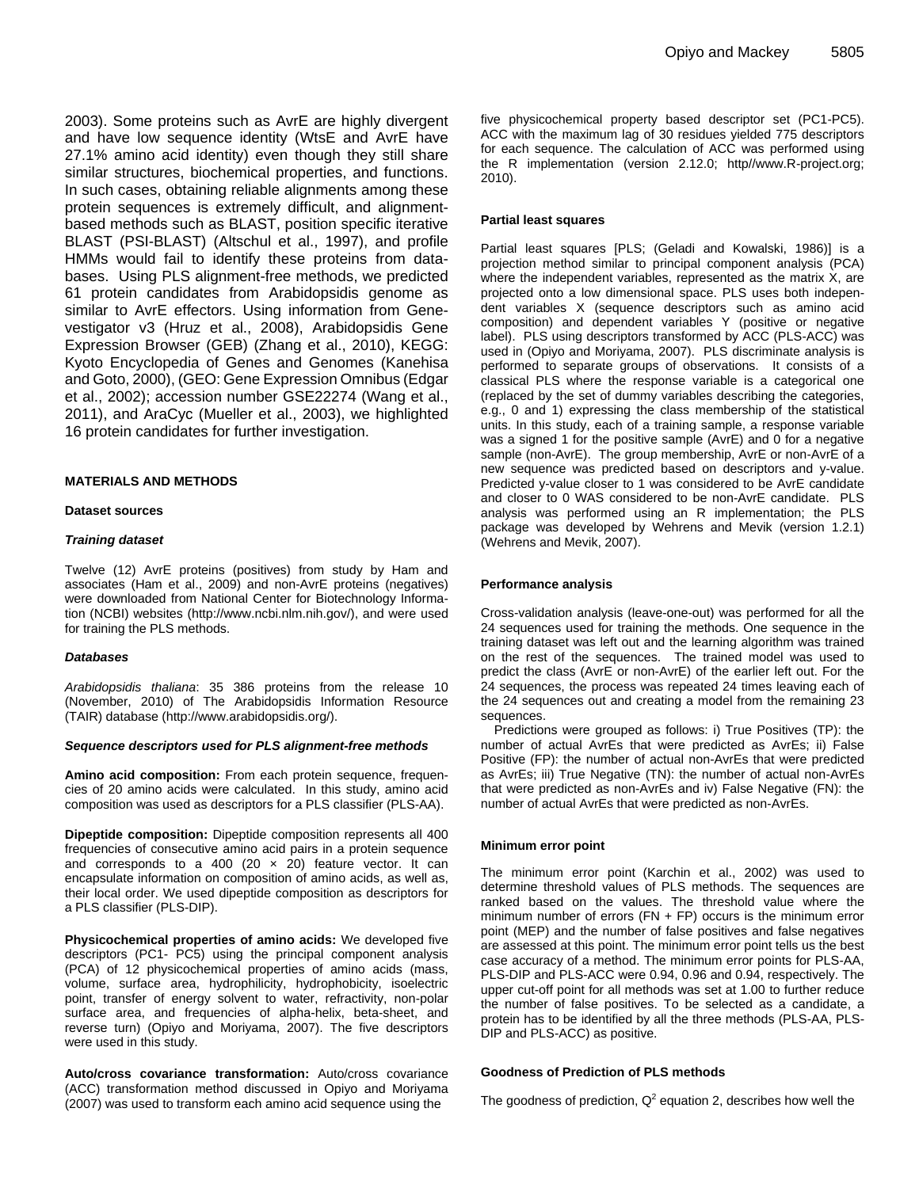2003). Some proteins such as AvrE are highly divergent and have low sequence identity (WtsE and AvrE have 27.1% amino acid identity) even though they still share similar structures, biochemical properties, and functions. In such cases, obtaining reliable alignments among these protein sequences is extremely difficult, and alignment-based methods such as BLAST, position specific iterative BLAST (PSI-BLAST) (Altschul et al., 1997), and profile HMMs would fail to identify these proteins from databases. Using PLS alignment-free methods, we predicted 61 protein candidates from Arabidopsidis genome as similar to AvrE effectors. Using information from Genevestigator v3 (Hruz et al., 2008), Arabidopsidis Gene Expression Browser (GEB) (Zhang et al., 2010), KEGG: Kyoto Encyclopedia of Genes and Genomes (Kanehisa and Goto, 2000), (GEO: Gene Expression Omnibus (Edgar et al., 2002); accession number GSE22274 (Wang et al., 2011), and AraCyc (Mueller et al., 2003), we highlighted 16 protein candidates for further investigation.

## MATERIALS AND METHODS

### Dataset sources

#### *Training dataset*

Twelve (12) AvrE proteins (positives) from study by Ham and associates (Ham et al., 2009) and non-AvrE proteins (negatives) were downloaded from National Center for Biotechnology Information (NCBI) websites (http://www.ncbi.nlm.nih.gov/), and were used for training the PLS methods.

#### *Databases*

*Arabidopsidis thaliana*: 35 386 proteins from the release 10 (November, 2010) of The Arabidopsidis Information Resource (TAIR) database (http://www.arabidopsidis.org/).

#### *Sequence descriptors used for PLS alignment-free methods*

**Amino acid composition:** From each protein sequence, frequencies of 20 amino acids were calculated. In this study, amino acid composition was used as descriptors for a PLS classifier (PLS-AA).

**Dipeptide composition:** Dipeptide composition represents all 400 frequencies of consecutive amino acid pairs in a protein sequence and corresponds to a 400 ($20 \times 20$) feature vector. It can encapsulate information on composition of amino acids, as well as, their local order. We used dipeptide composition as descriptors for a PLS classifier (PLS-DIP).

**Physicochemical properties of amino acids:** We developed five descriptors (PC1- PC5) using the principal component analysis (PCA) of 12 physicochemical properties of amino acids (mass, volume, surface area, hydrophilicity, hydrophobicity, isoelectric point, transfer of energy solvent to water, refractivity, non-polar surface area, and frequencies of alpha-helix, beta-sheet, and reverse turn) (Opiyo and Moriyama, 2007). The five descriptors were used in this study.

**Auto/cross covariance transformation:** Auto/cross covariance (ACC) transformation method discussed in Opiyo and Moriyama (2007) was used to transform each amino acid sequence using the five physicochemical property based descriptor set (PC1-PC5). ACC with the maximum lag of 30 residues yielded 775 descriptors for each sequence. The calculation of ACC was performed using the R implementation (version 2.12.0; http//www.R-project.org; 2010).

### Partial least squares

Partial least squares [PLS; (Geladi and Kowalski, 1986)] is a projection method similar to principal component analysis (PCA) where the independent variables, represented as the matrix X, are projected onto a low dimensional space. PLS uses both independent variables X (sequence descriptors such as amino acid composition) and dependent variables Y (positive or negative label). PLS using descriptors transformed by ACC (PLS-ACC) was used in (Opiyo and Moriyama, 2007). PLS discriminate analysis is performed to separate groups of observations. It consists of a classical PLS where the response variable is a categorical one (replaced by the set of dummy variables describing the categories, e.g., 0 and 1) expressing the class membership of the statistical units. In this study, each of a training sample, a response variable was a signed 1 for the positive sample (AvrE) and 0 for a negative sample (non-AvrE). The group membership, AvrE or non-AvrE of a new sequence was predicted based on descriptors and y-value. Predicted y-value closer to 1 was considered to be AvrE candidate and closer to 0 WAS considered to be non-AvrE candidate. PLS analysis was performed using an R implementation; the PLS package was developed by Wehrens and Mevik (version 1.2.1) (Wehrens and Mevik, 2007).

### Performance analysis

Cross-validation analysis (leave-one-out) was performed for all the 24 sequences used for training the methods. One sequence in the training dataset was left out and the learning algorithm was trained on the rest of the sequences. The trained model was used to predict the class (AvrE or non-AvrE) of the earlier left out. For the 24 sequences, the process was repeated 24 times leaving each of the 24 sequences out and creating a model from the remaining 23 sequences.

Predictions were grouped as follows: i) True Positives (TP): the number of actual AvrEs that were predicted as AvrEs; ii) False Positive (FP): the number of actual non-AvrEs that were predicted as AvrEs; iii) True Negative (TN): the number of actual non-AvrEs that were predicted as non-AvrEs and iv) False Negative (FN): the number of actual AvrEs that were predicted as non-AvrEs.

### Minimum error point

The minimum error point (Karchin et al., 2002) was used to determine threshold values of PLS methods. The sequences are ranked based on the values. The threshold value where the minimum number of errors (FN + FP) occurs is the minimum error point (MEP) and the number of false positives and false negatives are assessed at this point. The minimum error point tells us the best case accuracy of a method. The minimum error points for PLS-AA, PLS-DIP and PLS-ACC were 0.94, 0.96 and 0.94, respectively. The upper cut-off point for all methods was set at 1.00 to further reduce the number of false positives. To be selected as a candidate, a protein has to be identified by all the three methods (PLS-AA, PLS-DIP and PLS-ACC) as positive.

### Goodness of Prediction of PLS methods

The goodness of prediction, $Q^2$ equation 2, describes how well the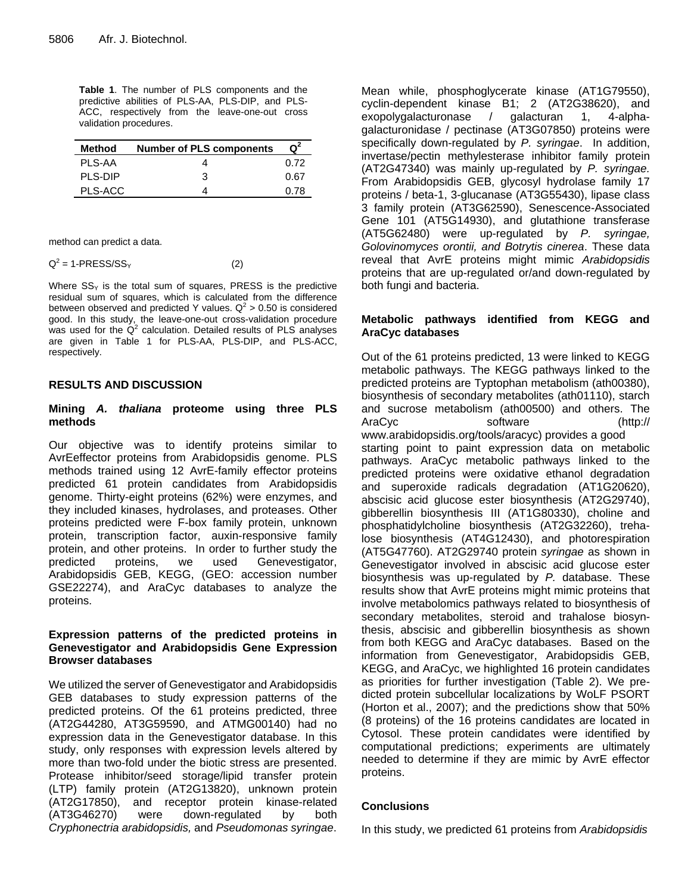**Table 1**. The number of PLS components and the predictive abilities of PLS-AA, PLS-DIP, and PLS-ACC, respectively from the leave-one-out cross validation procedures.

| Method | Number of PLS components | $Q^2$ |
|---|---|---|
| PLS-AA | 4 | 0.72 |
| PLS-DIP | 3 | 0.67 |
| PLS-ACC | 4 | 0.78 |

method can predict a data.

$$Q^2 = 1\text{-PRESS}/SS_Y \qquad (2)$$

Where $SS_Y$ is the total sum of squares, PRESS is the predictive residual sum of squares, which is calculated from the difference between observed and predicted Y values. $Q^2 > 0.50$ is considered good. In this study, the leave-one-out cross-validation procedure was used for the $Q^2$ calculation. Detailed results of PLS analyses are given in Table 1 for PLS-AA, PLS-DIP, and PLS-ACC, respectively.

## RESULTS AND DISCUSSION

### Mining *A. thaliana* proteome using three PLS methods

Our objective was to identify proteins similar to AvrEeffector proteins from Arabidopsidis genome. PLS methods trained using 12 AvrE-family effector proteins predicted 61 protein candidates from Arabidopsidis genome. Thirty-eight proteins (62%) were enzymes, and they included kinases, hydrolases, and proteases. Other proteins predicted were F-box family protein, unknown protein, transcription factor, auxin-responsive family protein, and other proteins. In order to further study the predicted proteins, we used Genevestigator, Arabidopsidis GEB, KEGG, (GEO: accession number GSE22274), and AraCyc databases to analyze the proteins.

### Expression patterns of the predicted proteins in Genevestigator and Arabidopsidis Gene Expression Browser databases

We utilized the server of Genevestigator and Arabidopsidis GEB databases to study expression patterns of the predicted proteins. Of the 61 proteins predicted, three (AT2G44280, AT3G59590, and ATMG00140) had no expression data in the Genevestigator database. In this study, only responses with expression levels altered by more than two-fold under the biotic stress are presented. Protease inhibitor/seed storage/lipid transfer protein (LTP) family protein (AT2G13820), unknown protein (AT2G17850), and receptor protein kinase-related (AT3G46270) were down-regulated by both *Cryphonectria arabidopsidis,* and *Pseudomonas syringae*. Mean while, phosphoglycerate kinase (AT1G79550), cyclin-dependent kinase B1; 2 (AT2G38620), and exopolygalacturonase / galacturan 1, 4-alpha-galacturonidase / pectinase (AT3G07850) proteins were specifically down-regulated by *P. syringae*. In addition, invertase/pectin methylesterase inhibitor family protein (AT2G47340) was mainly up-regulated by *P. syringae.* From Arabidopsidis GEB, glycosyl hydrolase family 17 proteins / beta-1, 3-glucanase (AT3G55430), lipase class 3 family protein (AT3G62590), Senescence-Associated Gene 101 (AT5G14930), and glutathione transferase (AT5G62480) were up-regulated by *P. syringae, Golovinomyces orontii, and Botrytis cinerea*. These data reveal that AvrE proteins might mimic *Arabidopsidis* proteins that are up-regulated or/and down-regulated by both fungi and bacteria.

### Metabolic pathways identified from KEGG and AraCyc databases

Out of the 61 proteins predicted, 13 were linked to KEGG metabolic pathways. The KEGG pathways linked to the predicted proteins are Typtophan metabolism (ath00380), biosynthesis of secondary metabolites (ath01110), starch and sucrose metabolism (ath00500) and others. The AraCyc software (http:// www.arabidopsidis.org/tools/aracyc) provides a good starting point to paint expression data on metabolic pathways. AraCyc metabolic pathways linked to the predicted proteins were oxidative ethanol degradation and superoxide radicals degradation (AT1G20620), abscisic acid glucose ester biosynthesis (AT2G29740), gibberellin biosynthesis III (AT1G80330), choline and phosphatidylcholine biosynthesis (AT2G32260), trehalose biosynthesis (AT4G12430), and photorespiration (AT5G47760). AT2G29740 protein *syringae* as shown in Genevestigator involved in abscisic acid glucose ester biosynthesis was up-regulated by *P.* database. These results show that AvrE proteins might mimic proteins that involve metabolomics pathways related to biosynthesis of secondary metabolites, steroid and trahalose biosynthesis, abscisic and gibberellin biosynthesis as shown from both KEGG and AraCyc databases. Based on the information from Genevestigator, Arabidopsidis GEB, KEGG, and AraCyc, we highlighted 16 protein candidates as priorities for further investigation (Table 2). We predicted protein subcellular localizations by WoLF PSORT (Horton et al., 2007); and the predictions show that 50% (8 proteins) of the 16 proteins candidates are located in Cytosol. These protein candidates were identified by computational predictions; experiments are ultimately needed to determine if they are mimic by AvrE effector proteins.

## Conclusions

In this study, we predicted 61 proteins from *Arabidopsidis*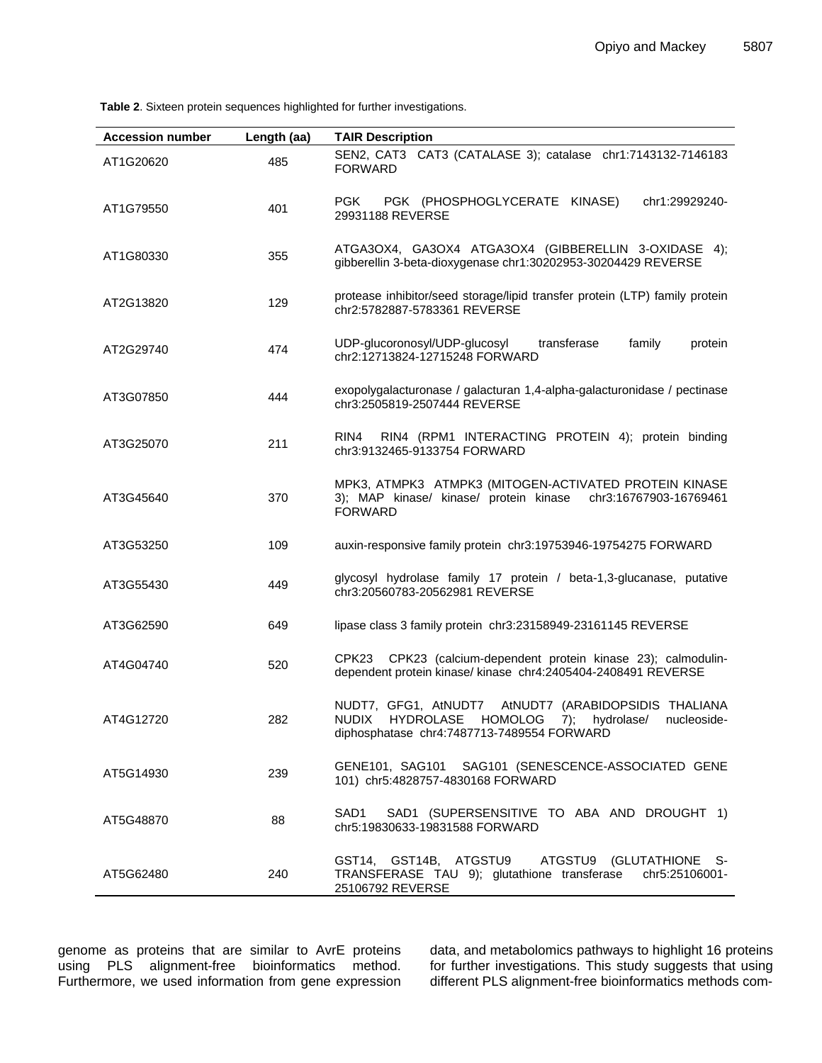**Table 2**. Sixteen protein sequences highlighted for further investigations.

| Accession number | Length (aa) | TAIR Description |
|---|---|---|
| AT1G20620 | 485 | SEN2, CAT3 CAT3 (CATALASE 3); catalase chr1:7143132-7146183 FORWARD |
| AT1G79550 | 401 | PGK PGK (PHOSPHOGLYCERATE KINASE) chr1:29929240-29931188 REVERSE |
| AT1G80330 | 355 | ATGA3OX4, GA3OX4 ATGA3OX4 (GIBBERELLIN 3-OXIDASE 4); gibberellin 3-beta-dioxygenase chr1:30202953-30204429 REVERSE |
| AT2G13820 | 129 | protease inhibitor/seed storage/lipid transfer protein (LTP) family protein chr2:5782887-5783361 REVERSE |
| AT2G29740 | 474 | UDP-glucoronosyl/UDP-glucosyl transferase family protein chr2:12713824-12715248 FORWARD |
| AT3G07850 | 444 | exopolygalacturonase / galacturan 1,4-alpha-galacturonidase / pectinase chr3:2505819-2507444 REVERSE |
| AT3G25070 | 211 | RIN4 RIN4 (RPM1 INTERACTING PROTEIN 4); protein binding chr3:9132465-9133754 FORWARD |
| AT3G45640 | 370 | MPK3, ATMPK3 ATMPK3 (MITOGEN-ACTIVATED PROTEIN KINASE 3); MAP kinase/ kinase/ protein kinase chr3:16767903-16769461 FORWARD |
| AT3G53250 | 109 | auxin-responsive family protein chr3:19753946-19754275 FORWARD |
| AT3G55430 | 449 | glycosyl hydrolase family 17 protein / beta-1,3-glucanase, putative chr3:20560783-20562981 REVERSE |
| AT3G62590 | 649 | lipase class 3 family protein chr3:23158949-23161145 REVERSE |
| AT4G04740 | 520 | CPK23 CPK23 (calcium-dependent protein kinase 23); calmodulin-dependent protein kinase/ kinase chr4:2405404-2408491 REVERSE |
| AT4G12720 | 282 | NUDT7, GFG1, AtNUDT7 AtNUDT7 (ARABIDOPSIDIS THALIANA NUDIX HYDROLASE HOMOLOG 7); hydrolase/ nucleoside-diphosphatase chr4:7487713-7489554 FORWARD |
| AT5G14930 | 239 | GENE101, SAG101 SAG101 (SENESCENCE-ASSOCIATED GENE 101) chr5:4828757-4830168 FORWARD |
| AT5G48870 | 88 | SAD1 SAD1 (SUPERSENSITIVE TO ABA AND DROUGHT 1) chr5:19830633-19831588 FORWARD |
| AT5G62480 | 240 | GST14, GST14B, ATGSTU9 ATGSTU9 (GLUTATHIONE S-TRANSFERASE TAU 9); glutathione transferase chr5:25106001-25106792 REVERSE |

genome as proteins that are similar to AvrE proteins using PLS alignment-free bioinformatics method. Furthermore, we used information from gene expression data, and metabolomics pathways to highlight 16 proteins for further investigations. This study suggests that using different PLS alignment-free bioinformatics methods com-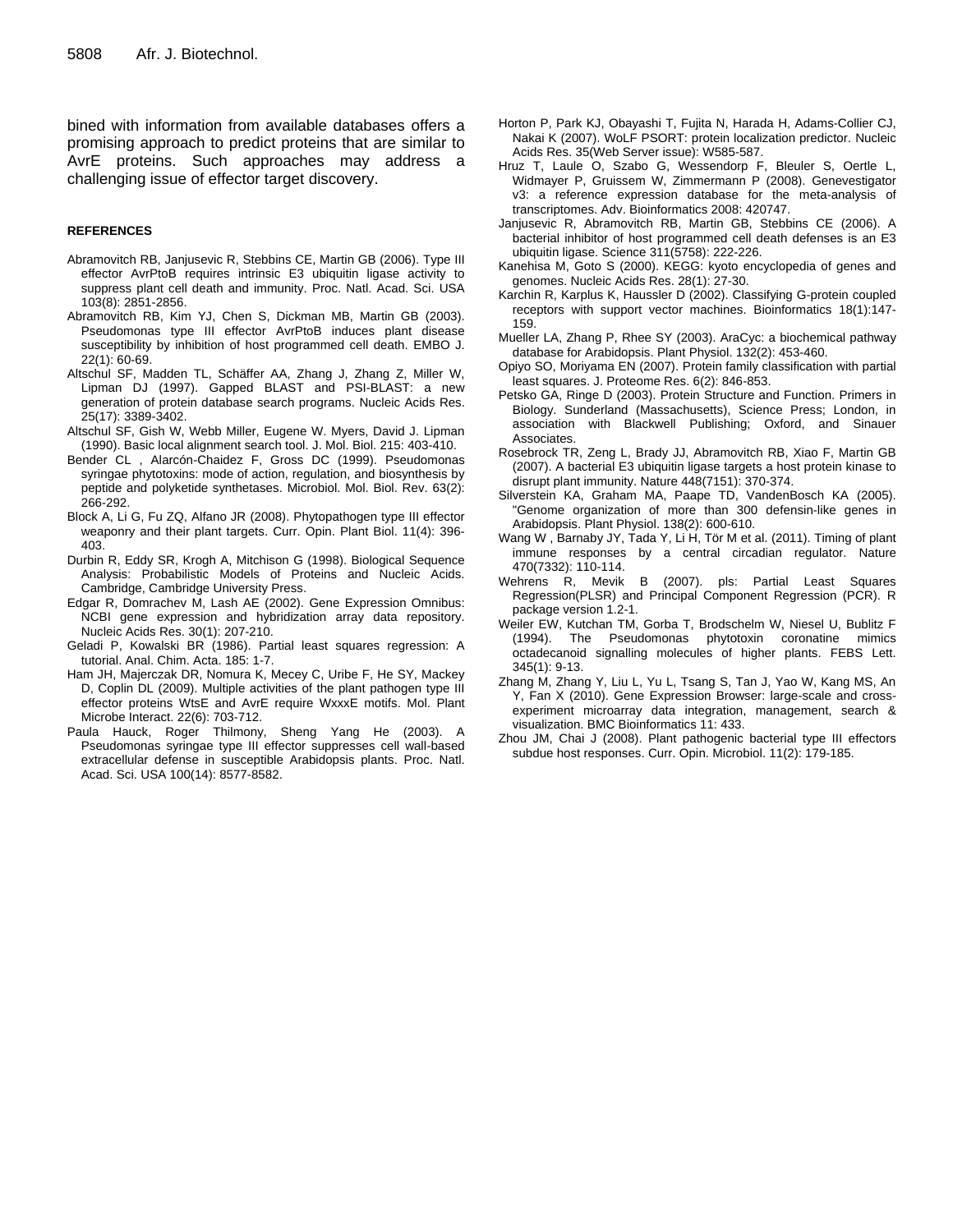bined with information from available databases offers a promising approach to predict proteins that are similar to AvrE proteins. Such approaches may address a challenging issue of effector target discovery.

## REFERENCES

Abramovitch RB, Janjusevic R, Stebbins CE, Martin GB (2006). Type III effector AvrPtoB requires intrinsic E3 ubiquitin ligase activity to suppress plant cell death and immunity. Proc. Natl. Acad. Sci. USA 103(8): 2851-2856.

Abramovitch RB, Kim YJ, Chen S, Dickman MB, Martin GB (2003). Pseudomonas type III effector AvrPtoB induces plant disease susceptibility by inhibition of host programmed cell death. EMBO J. 22(1): 60-69.

Altschul SF, Madden TL, Schäffer AA, Zhang J, Zhang Z, Miller W, Lipman DJ (1997). Gapped BLAST and PSI-BLAST: a new generation of protein database search programs. Nucleic Acids Res. 25(17): 3389-3402.

Altschul SF, Gish W, Webb Miller, Eugene W. Myers, David J. Lipman (1990). Basic local alignment search tool. J. Mol. Biol. 215: 403-410.

Bender CL , Alarcón-Chaidez F, Gross DC (1999). Pseudomonas syringae phytotoxins: mode of action, regulation, and biosynthesis by peptide and polyketide synthetases. Microbiol. Mol. Biol. Rev. 63(2): 266-292.

Block A, Li G, Fu ZQ, Alfano JR (2008). Phytopathogen type III effector weaponry and their plant targets. Curr. Opin. Plant Biol. 11(4): 396-403.

Durbin R, Eddy SR, Krogh A, Mitchison G (1998). Biological Sequence Analysis: Probabilistic Models of Proteins and Nucleic Acids. Cambridge, Cambridge University Press.

Edgar R, Domrachev M, Lash AE (2002). Gene Expression Omnibus: NCBI gene expression and hybridization array data repository. Nucleic Acids Res. 30(1): 207-210.

Geladi P, Kowalski BR (1986). Partial least squares regression: A tutorial. Anal. Chim. Acta. 185: 1-7.

Ham JH, Majerczak DR, Nomura K, Mecey C, Uribe F, He SY, Mackey D, Coplin DL (2009). Multiple activities of the plant pathogen type III effector proteins WtsE and AvrE require WxxxE motifs. Mol. Plant Microbe Interact. 22(6): 703-712.

Paula Hauck, Roger Thilmony, Sheng Yang He (2003). A Pseudomonas syringae type III effector suppresses cell wall-based extracellular defense in susceptible Arabidopsis plants. Proc. Natl. Acad. Sci. USA 100(14): 8577-8582.

Horton P, Park KJ, Obayashi T, Fujita N, Harada H, Adams-Collier CJ, Nakai K (2007). WoLF PSORT: protein localization predictor. Nucleic Acids Res. 35(Web Server issue): W585-587.

Hruz T, Laule O, Szabo G, Wessendorp F, Bleuler S, Oertle L, Widmayer P, Gruissem W, Zimmermann P (2008). Genevestigator v3: a reference expression database for the meta-analysis of transcriptomes. Adv. Bioinformatics 2008: 420747.

Janjusevic R, Abramovitch RB, Martin GB, Stebbins CE (2006). A bacterial inhibitor of host programmed cell death defenses is an E3 ubiquitin ligase. Science 311(5758): 222-226.

Kanehisa M, Goto S (2000). KEGG: kyoto encyclopedia of genes and genomes. Nucleic Acids Res. 28(1): 27-30.

Karchin R, Karplus K, Haussler D (2002). Classifying G-protein coupled receptors with support vector machines. Bioinformatics 18(1):147-159.

Mueller LA, Zhang P, Rhee SY (2003). AraCyc: a biochemical pathway database for Arabidopsis. Plant Physiol. 132(2): 453-460.

Opiyo SO, Moriyama EN (2007). Protein family classification with partial least squares. J. Proteome Res. 6(2): 846-853.

Petsko GA, Ringe D (2003). Protein Structure and Function. Primers in Biology. Sunderland (Massachusetts), Science Press; London, in association with Blackwell Publishing; Oxford, and Sinauer Associates.

Rosebrock TR, Zeng L, Brady JJ, Abramovitch RB, Xiao F, Martin GB (2007). A bacterial E3 ubiquitin ligase targets a host protein kinase to disrupt plant immunity. Nature 448(7151): 370-374.

Silverstein KA, Graham MA, Paape TD, VandenBosch KA (2005). "Genome organization of more than 300 defensin-like genes in Arabidopsis. Plant Physiol. 138(2): 600-610.

Wang W , Barnaby JY, Tada Y, Li H, Tör M et al. (2011). Timing of plant immune responses by a central circadian regulator. Nature 470(7332): 110-114.

Wehrens R, Mevik B (2007). pls: Partial Least Squares Regression(PLSR) and Principal Component Regression (PCR). R package version 1.2-1.

Weiler EW, Kutchan TM, Gorba T, Brodschelm W, Niesel U, Bublitz F (1994). The Pseudomonas phytotoxin coronatine mimics octadecanoid signalling molecules of higher plants. FEBS Lett. 345(1): 9-13.

Zhang M, Zhang Y, Liu L, Yu L, Tsang S, Tan J, Yao W, Kang MS, An Y, Fan X (2010). Gene Expression Browser: large-scale and cross-experiment microarray data integration, management, search & visualization. BMC Bioinformatics 11: 433.

Zhou JM, Chai J (2008). Plant pathogenic bacterial type III effectors subdue host responses. Curr. Opin. Microbiol. 11(2): 179-185.